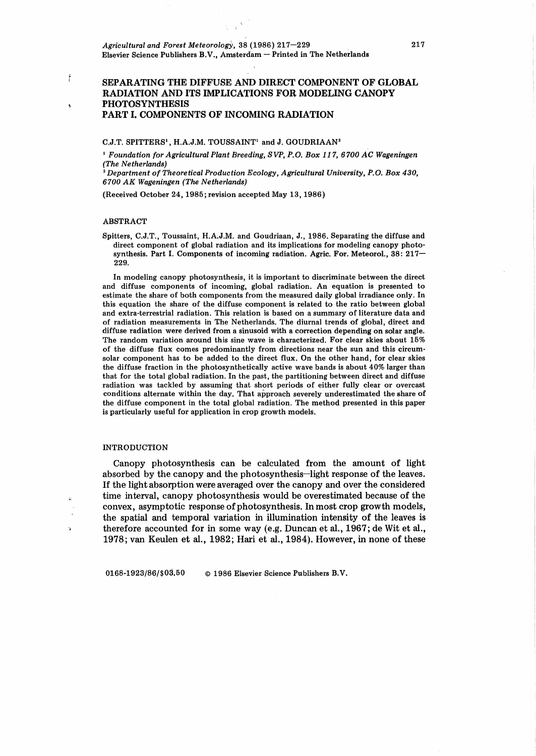# SEPARATING THE DIFFUSE AND DIRECT COMPONENT OF GLOBAL RADIATION AND ITS IMPLICATIONS FOR MODELING CANOPY PHOTOSYNTHESIS
## PART I. COMPONENTS OF INCOMING RADIATION

C.J.T. SPITTERS[1], H.A.J.M. TOUSSAINT[1] and J. GOUDRIAAN[2]

[1] *Foundation for Agricultural Plant Breeding, SVP, P.O. Box 117, 6700 AC Wageningen (The Netherlands)*

[2] *Department of Theoretical Production Ecology, Agricultural University, P.O. Box 430, 6700 AK Wageningen (The Netherlands)*

(Received October 24, 1985; revision accepted May 13, 1986)

### ABSTRACT

Spitters, C.J.T., Toussaint, H.A.J.M. and Goudriaan, J., 1986. Separating the diffuse and direct component of global radiation and its implications for modeling canopy synthesis. Part I. Components of incoming radiation. Agric. For. Meteorol., 38: 217–229.

In modeling canopy photosynthesis, it is important to discriminate between the direct and diffuse components of incoming, global radiation. An equation is presented to estimate the share of both components from the measured daily global irradiance only. In this equation the share of the diffuse component is related to the ratio between global and extra-terrestrial radiation. This relation is based on a summary of literature data and of radiation measurements in The Netherlands. The diurnal trends of global, direct and diffuse radiation were derived from a sinusoid with a correction depending on solar angle. The random variation around this sine wave is characterized. For clear skies about 15% of the diffuse flux comes predominantly from directions near the sun and this circumsolar component has to be added to the direct flux. On the other hand, for clear skies the diffuse fraction in the photosynthetically active wave bands is about 40% larger than that for the total global radiation. In the past, the partitioning between direct and diffuse radiation was tackled by assuming that short periods of either fully clear or overcast conditions alternate within the day. That approach severely underestimated the share of the diffuse component in the total global radiation. The method presented in this paper is particularly useful for application in crop growth models.

### INTRODUCTION

Canopy photosynthesis can be calculated from the amount of light absorbed by the canopy and the photosynthesis–light response of the leaves. If the light absorption were averaged over the canopy and over the considered time interval, canopy photosynthesis would be overestimated because of the convex, asymptotic response of photosynthesis. In most crop growth models, the spatial and temporal variation in illumination intensity of the leaves is therefore accounted for in some way (e.g. Duncan et al., 1967; de Wit et al., 1978; van Keulen et al., 1982; Hari et al., 1984). However, in none of these

0168-1923/86/$03.50 © 1986 Elsevier Science Publishers B.V.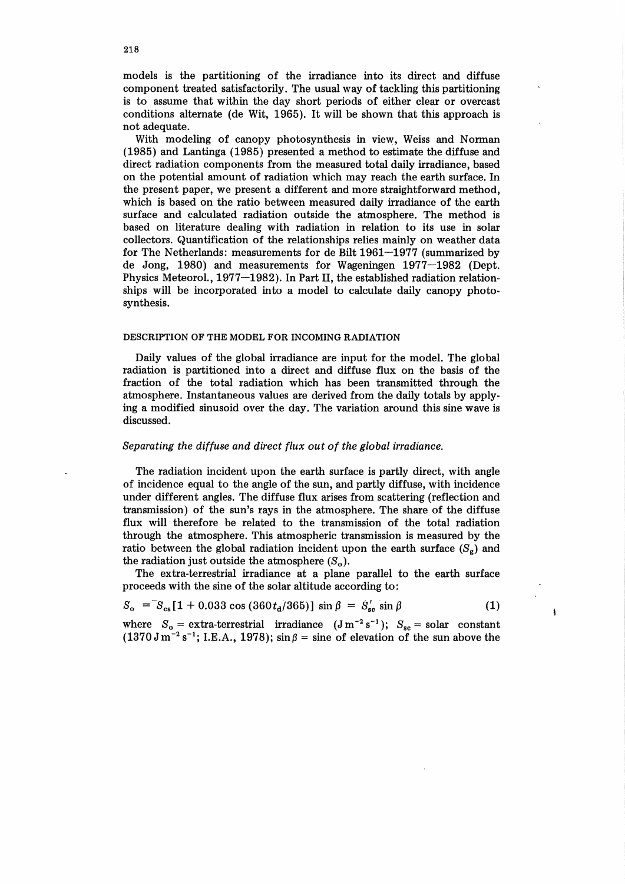models is the partitioning of the irradiance into its direct and diffuse component treated satisfactorily. The usual way of tackling this partitioning is to assume that within the day short periods of either clear or overcast conditions alternate (de Wit, 1965). It will be shown that this approach is not adequate.

With modeling of canopy photosynthesis in view, Weiss and Norman (1985) and Lantinga (1985) presented a method to estimate the diffuse and direct radiation components from the measured total daily irradiance, based on the potential amount of radiation which may reach the earth surface. In the present paper, we present a different and more straightforward method, which is based on the ratio between measured daily irradiance of the earth surface and calculated radiation outside the atmosphere. The method is based on literature dealing with radiation in relation to its use in solar collectors. Quantification of the relationships relies mainly on weather data for The Netherlands: measurements for de Bilt 1961—1977 (summarized by de Jong, 1980) and measurements for Wageningen 1977—1982 (Dept. Physics Meteorol., 1977—1982). In Part II, the established radiation relationships will be incorporated into a model to calculate daily canopy photosynthesis.

## DESCRIPTION OF THE MODEL FOR INCOMING RADIATION

Daily values of the global irradiance are input for the model. The global radiation is partitioned into a direct and diffuse flux on the basis of the fraction of the total radiation which has been transmitted through the atmosphere. Instantaneous values are derived from the daily totals by applying a modified sinusoid over the day. The variation around this sine wave is discussed.

### *Separating the diffuse and direct flux out of the global irradiance.*

The radiation incident upon the earth surface is partly direct, with angle of incidence equal to the angle of the sun, and partly diffuse, with incidence under different angles. The diffuse flux arises from scattering (reflection and transmission) of the sun's rays in the atmosphere. The share of the diffuse flux will therefore be related to the transmission of the total radiation through the atmosphere. This atmospheric transmission is measured by the ratio between the global radiation incident upon the earth surface ($S_g$) and the radiation just outside the atmosphere ($S_o$).

The extra-terrestrial irradiance at a plane parallel to the earth surface proceeds with the sine of the solar altitude according to:

$$S_o = S_{cs}[1 + 0.033 \cos(360 t_d/365)] \sin\beta = S'_{sc} \sin\beta \tag{1}$$

where $S_o$ = extra-terrestrial irradiance ($\mathrm{J\,m^{-2}\,s^{-1}}$); $S_{sc}$ = solar constant ($1370\ \mathrm{J\,m^{-2}\,s^{-1}}$; I.E.A., 1978); $\sin\beta$ = sine of elevation of the sun above the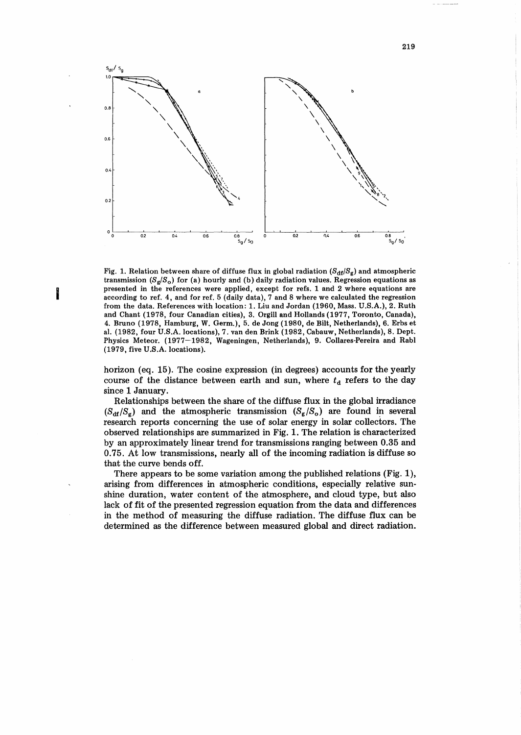Fig. 1. Relation between share of diffuse flux in global radiation ($S_{df}/S_g$) and atmospheric transmission ($S_g/S_o$) for (a) hourly and (b) daily radiation values. Regression equations as presented in the references were applied, except for refs. 1 and 2 where equations are according to ref. 4, and for ref. 5 (daily data), 7 and 8 where we calculated the regression from the data. References with location: 1. Liu and Jordan (1960, Mass. U.S.A.), 2. Ruth and Chant (1978, four Canadian cities), 3. Orgill and Hollands (1977, Toronto, Canada), 4. Bruno (1978, Hamburg, W. Germ.), 5. de Jong (1980, de Bilt, Netherlands), 6. Erbs et al. (1982, four U.S.A. locations), 7. van den Brink (1982, Cabauw, Netherlands), 8. Dept. Physics Meteor. (1977–1982, Wageningen, Netherlands), 9. Collares-Pereira and Rabl (1979, five U.S.A. locations).

horizon (eq. 15). The cosine expression (in degrees) accounts for the yearly course of the distance between earth and sun, where $t_d$ refers to the day since 1 January.

Relationships between the share of the diffuse flux in the global irradiance ($S_{df}/S_g$) and the atmospheric transmission ($S_g/S_o$) are found in several research reports concerning the use of solar energy in solar collectors. The observed relationships are summarized in Fig. 1. The relation is characterized by an approximately linear trend for transmissions ranging between 0.35 and 0.75. At low transmissions, nearly all of the incoming radiation is diffuse so that the curve bends off.

There appears to be some variation among the published relations (Fig. 1), arising from differences in atmospheric conditions, especially relative sunshine duration, water content of the atmosphere, and cloud type, but also lack of fit of the presented regression equation from the data and differences in the method of measuring the diffuse radiation. The diffuse flux can be determined as the difference between measured global and direct radiation.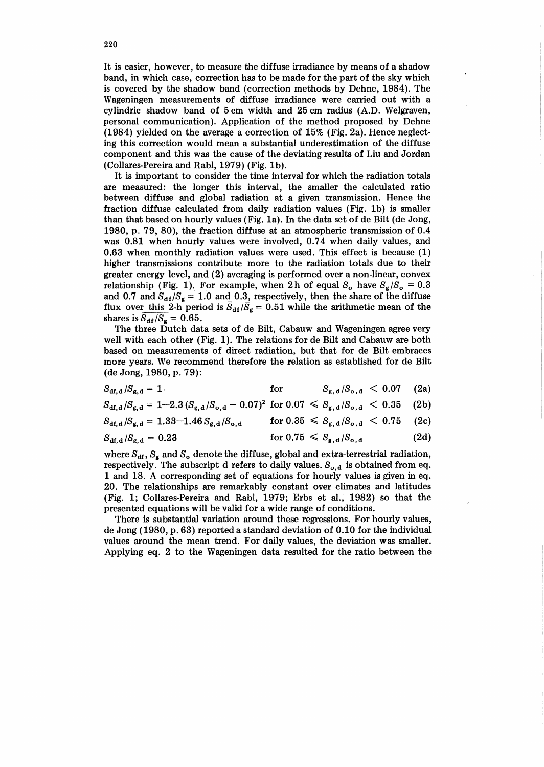It is easier, however, to measure the diffuse irradiance by means of a shadow band, in which case, correction has to be made for the part of the sky which is covered by the shadow band (correction methods by Dehne, 1984). The Wageningen measurements of diffuse irradiance were carried out with a cylindric shadow band of 5 cm width and 25 cm radius (A.D. Welgraven, personal communication). Application of the method proposed by Dehne (1984) yielded on the average a correction of 15% (Fig. 2a). Hence neglecting this correction would mean a substantial underestimation of the diffuse component and this was the cause of the deviating results of Liu and Jordan (Collares-Pereira and Rabl, 1979) (Fig. 1b).

It is important to consider the time interval for which the radiation totals are measured: the longer this interval, the smaller the calculated ratio between diffuse and global radiation at a given transmission. Hence the fraction diffuse calculated from daily radiation values (Fig. 1b) is smaller than that based on hourly values (Fig. 1a). In the data set of de Bilt (de Jong, 1980, p. 79, 80), the fraction diffuse at an atmospheric transmission of 0.4 was 0.81 when hourly values were involved, 0.74 when daily values, and 0.63 when monthly radiation values were used. This effect is because (1) higher transmissions contribute more to the radiation totals due to their greater energy level, and (2) averaging is performed over a non-linear, convex relationship (Fig. 1). For example, when 2 h of equal $S_o$ have $S_g/S_o = 0.3$ and 0.7 and $S_{df}/S_g = 1.0$ and 0.3, respectively, then the share of the diffuse flux over this 2-h period is $\overline{S}_{df}/\overline{S}_g = 0.51$ while the arithmetic mean of the shares is $\overline{S_{df}/S_g} = 0.65$.

The three Dutch data sets of de Bilt, Cabauw and Wageningen agree very well with each other (Fig. 1). The relations for de Bilt and Cabauw are both based on measurements of direct radiation, but that for de Bilt embraces more years. We recommend therefore the relation as established for de Bilt (de Jong, 1980, p. 79):

$$S_{df,d}/S_{g,d} = 1 \quad \text{for} \quad S_{g,d}/S_{o,d} < 0.07 \tag{2a}$$

$$S_{df,d}/S_{g,d} = 1-2.3\,(S_{g,d}/S_{o,d} - 0.07)^2 \quad \text{for } 0.07 \leqslant S_{g,d}/S_{o,d} < 0.35 \tag{2b}$$

$$S_{df,d}/S_{g,d} = 1.33-1.46\,S_{g,d}/S_{o,d} \quad \text{for } 0.35 \leqslant S_{g,d}/S_{o,d} < 0.75 \tag{2c}$$

$$S_{df,d}/S_{g,d} = 0.23 \quad \text{for } 0.75 \leqslant S_{g,d}/S_{o,d} \tag{2d}$$

where $S_{df}$, $S_g$ and $S_o$ denote the diffuse, global and extra-terrestrial radiation, respectively. The subscript d refers to daily values. $S_{o,d}$ is obtained from eq. 1 and 18. A corresponding set of equations for hourly values is given in eq. 20. The relationships are remarkably constant over climates and latitudes (Fig. 1; Collares-Pereira and Rabl, 1979; Erbs et al., 1982) so that the presented equations will be valid for a wide range of conditions.

There is substantial variation around these regressions. For hourly values, de Jong (1980, p. 63) reported a standard deviation of 0.10 for the individual values around the mean trend. For daily values, the deviation was smaller. Applying eq. 2 to the Wageningen data resulted for the ratio between the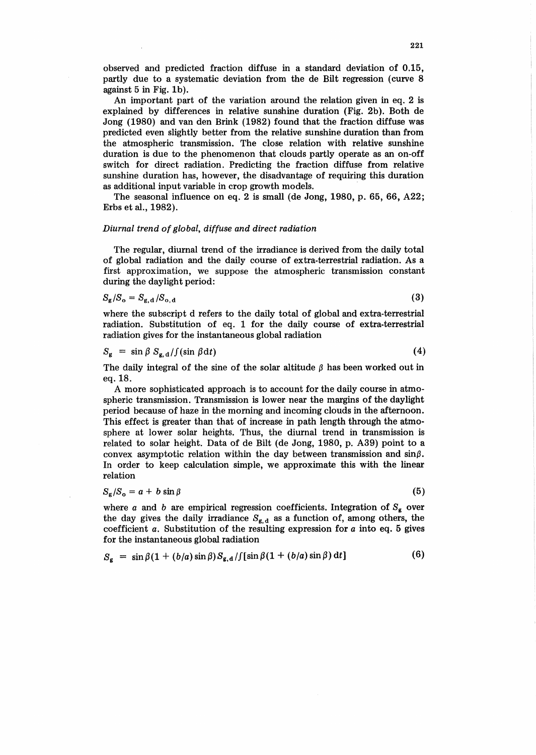observed and predicted fraction diffuse in a standard deviation of 0.15, partly due to a systematic deviation from the de Bilt regression (curve 8 against 5 in Fig. 1b).

An important part of the variation around the relation given in eq. 2 is explained by differences in relative sunshine duration (Fig. 2b). Both de Jong (1980) and van den Brink (1982) found that the fraction diffuse was predicted even slightly better from the relative sunshine duration than from the atmospheric transmission. The close relation with relative sunshine duration is due to the phenomenon that clouds partly operate as an on-off switch for direct radiation. Predicting the fraction diffuse from relative sunshine duration has, however, the disadvantage of requiring this duration as additional input variable in crop growth models.

The seasonal influence on eq. 2 is small (de Jong, 1980, p. 65, 66, A22; Erbs et al., 1982).

*Diurnal trend of global, diffuse and direct radiation*

The regular, diurnal trend of the irradiance is derived from the daily total of global radiation and the daily course of extra-terrestrial radiation. As a first approximation, we suppose the atmospheric transmission constant during the daylight period:

$$S_g/S_o = S_{g,d}/S_{o,d} \tag{3}$$

where the subscript d refers to the daily total of global and extra-terrestrial radiation. Substitution of eq. 1 for the daily course of extra-terrestrial radiation gives for the instantaneous global radiation

$$S_g = \sin\beta \, S_{g,d}/\int(\sin\beta \, dt) \tag{4}$$

The daily integral of the sine of the solar altitude $\beta$ has been worked out in eq. 18.

A more sophisticated approach is to account for the daily course in atmospheric transmission. Transmission is lower near the margins of the daylight period because of haze in the morning and incoming clouds in the afternoon. This effect is greater than that of increase in path length through the atmosphere at lower solar heights. Thus, the diurnal trend in transmission is related to solar height. Data of de Bilt (de Jong, 1980, p. A39) point to a convex asymptotic relation within the day between transmission and $\sin\beta$. In order to keep calculation simple, we approximate this with the linear relation

$$S_g/S_o = a + b\sin\beta \tag{5}$$

where $a$ and $b$ are empirical regression coefficients. Integration of $S_g$ over the day gives the daily irradiance $S_{g,d}$ as a function of, among others, the coefficient $a$. Substitution of the resulting expression for $a$ into eq. 5 gives for the instantaneous global radiation

$$S_g = \sin\beta(1 + (b/a)\sin\beta)S_{g,d}/\int[\sin\beta(1 + (b/a)\sin\beta)\,dt] \tag{6}$$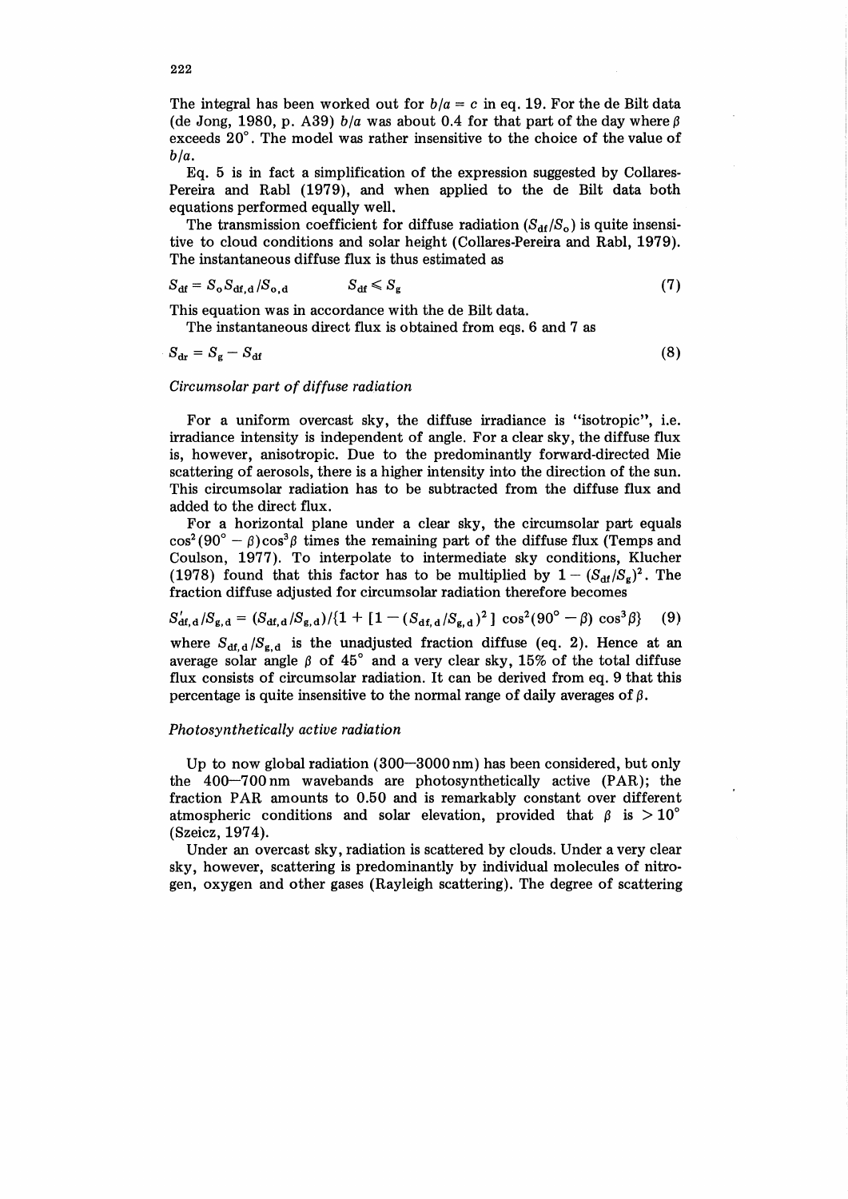The integral has been worked out for $b/a = c$ in eq. 19. For the de Bilt data (de Jong, 1980, p. A39) $b/a$ was about 0.4 for that part of the day where $\beta$ exceeds 20°. The model was rather insensitive to the choice of the value of $b/a$.

Eq. 5 is in fact a simplification of the expression suggested by Collares-Pereira and Rabl (1979), and when applied to the de Bilt data both equations performed equally well.

The transmission coefficient for diffuse radiation ($S_{df}/S_o$) is quite insensitive to cloud conditions and solar height (Collares-Pereira and Rabl, 1979). The instantaneous diffuse flux is thus estimated as

$$S_{df} = S_o S_{df,d}/S_{o,d} \qquad S_{df} \leqslant S_g \tag{7}$$

This equation was in accordance with the de Bilt data.

The instantaneous direct flux is obtained from eqs. 6 and 7 as

$$S_{dr} = S_g - S_{df} \tag{8}$$

### *Circumsolar part of diffuse radiation*

For a uniform overcast sky, the diffuse irradiance is "isotropic", i.e. irradiance intensity is independent of angle. For a clear sky, the diffuse flux is, however, anisotropic. Due to the predominantly forward-directed Mie scattering of aerosols, there is a higher intensity into the direction of the sun. This circumsolar radiation has to be subtracted from the diffuse flux and added to the direct flux.

For a horizontal plane under a clear sky, the circumsolar part equals $\cos^2(90° - \beta)\cos^3\beta$ times the remaining part of the diffuse flux (Temps and Coulson, 1977). To interpolate to intermediate sky conditions, Klucher (1978) found that this factor has to be multiplied by $1 - (S_{df}/S_g)^2$. The fraction diffuse adjusted for circumsolar radiation therefore becomes

$$S'_{df,d}/S_{g,d} = (S_{df,d}/S_{g,d})/\{1 + [1 - (S_{df,d}/S_{g,d})^2]\cos^2(90° - \beta)\cos^3\beta\} \tag{9}$$

where $S_{df,d}/S_{g,d}$ is the unadjusted fraction diffuse (eq. 2). Hence at an average solar angle $\beta$ of 45° and a very clear sky, 15% of the total diffuse flux consists of circumsolar radiation. It can be derived from eq. 9 that this percentage is quite insensitive to the normal range of daily averages of $\beta$.

### *Photosynthetically active radiation*

Up to now global radiation (300—3000 nm) has been considered, but only the 400—700 nm wavebands are photosynthetically active (PAR); the fraction PAR amounts to 0.50 and is remarkably constant over different atmospheric conditions and solar elevation, provided that $\beta$ is $> 10°$ (Szeicz, 1974).

Under an overcast sky, radiation is scattered by clouds. Under a very clear sky, however, scattering is predominantly by individual molecules of nitrogen, oxygen and other gases (Rayleigh scattering). The degree of scattering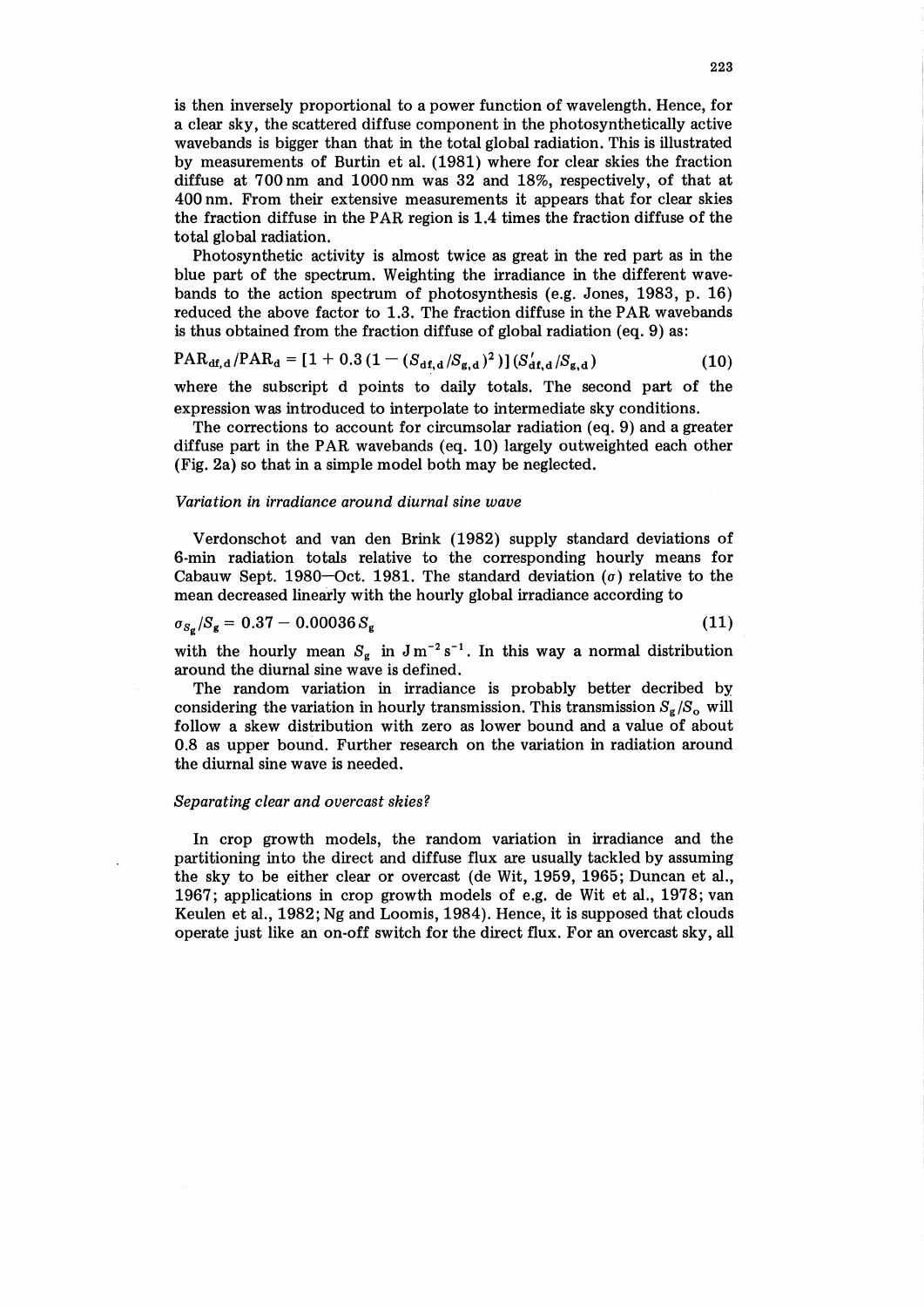is then inversely proportional to a power function of wavelength. Hence, for a clear sky, the scattered diffuse component in the photosynthetically active wavebands is bigger than that in the total global radiation. This is illustrated by measurements of Burtin et al. (1981) where for clear skies the fraction diffuse at 700 nm and 1000 nm was 32 and 18%, respectively, of that at 400 nm. From their extensive measurements it appears that for clear skies the fraction diffuse in the PAR region is 1.4 times the fraction diffuse of the total global radiation.

Photosynthetic activity is almost twice as great in the red part as in the blue part of the spectrum. Weighting the irradiance in the different wavebands to the action spectrum of photosynthesis (e.g. Jones, 1983, p. 16) reduced the above factor to 1.3. The fraction diffuse in the PAR wavebands is thus obtained from the fraction diffuse of global radiation (eq. 9) as:

$$\mathrm{PAR}_{\mathrm{df,d}}/\mathrm{PAR}_{\mathrm{d}} = [1 + 0.3\,(1 - (S_{\mathrm{df,d}}/S_{\mathrm{g,d}})^2)]\,(S'_{\mathrm{df,d}}/S_{\mathrm{g,d}}) \tag{10}$$

where the subscript d points to daily totals. The second part of the expression was introduced to interpolate to intermediate sky conditions.

The corrections to account for circumsolar radiation (eq. 9) and a greater diffuse part in the PAR wavebands (eq. 10) largely outweighted each other (Fig. 2a) so that in a simple model both may be neglected.

### *Variation in irradiance around diurnal sine wave*

Verdonschot and van den Brink (1982) supply standard deviations of 6-min radiation totals relative to the corresponding hourly means for Cabauw Sept. 1980—Oct. 1981. The standard deviation ($\sigma$) relative to the mean decreased linearly with the hourly global irradiance according to

$$\sigma_{S_\mathrm{g}}/S_\mathrm{g} = 0.37 - 0.00036\,S_\mathrm{g} \tag{11}$$

with the hourly mean $S_\mathrm{g}$ in $\mathrm{J\,m^{-2}\,s^{-1}}$. In this way a normal distribution around the diurnal sine wave is defined.

The random variation in irradiance is probably better decribed by considering the variation in hourly transmission. This transmission $S_\mathrm{g}/S_\mathrm{o}$ will follow a skew distribution with zero as lower bound and a value of about 0.8 as upper bound. Further research on the variation in radiation around the diurnal sine wave is needed.

### *Separating clear and overcast skies?*

In crop growth models, the random variation in irradiance and the partitioning into the direct and diffuse flux are usually tackled by assuming the sky to be either clear or overcast (de Wit, 1959, 1965; Duncan et al., 1967; applications in crop growth models of e.g. de Wit et al., 1978; van Keulen et al., 1982; Ng and Loomis, 1984). Hence, it is supposed that clouds operate just like an on-off switch for the direct flux. For an overcast sky, all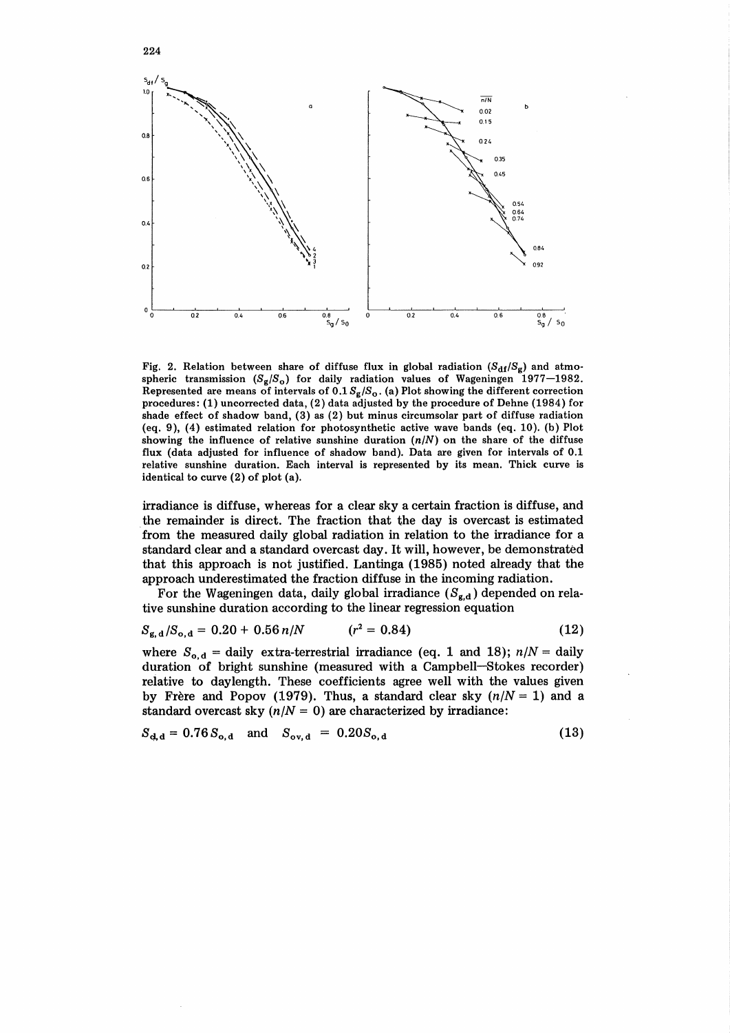Fig. 2. Relation between share of diffuse flux in global radiation ($S_{df}/S_g$) and atmospheric transmission ($S_g/S_o$) for daily radiation values of Wageningen 1977—1982. Represented are means of intervals of 0.1 $S_g/S_o$. (a) Plot showing the different correction procedures: (1) uncorrected data, (2) data adjusted by the procedure of Dehne (1984) for shade effect of shadow band, (3) as (2) but minus circumsolar part of diffuse radiation (eq. 9), (4) estimated relation for photosynthetic active wave bands (eq. 10). (b) Plot showing the influence of relative sunshine duration ($n/N$) on the share of the diffuse flux (data adjusted for influence of shadow band). Data are given for intervals of 0.1 relative sunshine duration. Each interval is represented by its mean. Thick curve is identical to curve (2) of plot (a).

irradiance is diffuse, whereas for a clear sky a certain fraction is diffuse, and the remainder is direct. The fraction that the day is overcast is estimated from the measured daily global radiation in relation to the irradiance for a standard clear and a standard overcast day. It will, however, be demonstrated that this approach is not justified. Lantinga (1985) noted already that the approach underestimated the fraction diffuse in the incoming radiation.

For the Wageningen data, daily global irradiance ($S_{g,d}$) depended on relative sunshine duration according to the linear regression equation

$$S_{g,d}/S_{o,d} = 0.20 + 0.56\,n/N \qquad (r^2 = 0.84) \tag{12}$$

where $S_{o,d}$ = daily extra-terrestrial irradiance (eq. 1 and 18); $n/N$ = daily duration of bright sunshine (measured with a Campbell—Stokes recorder) relative to daylength. These coefficients agree well with the values given by Frère and Popov (1979). Thus, a standard clear sky ($n/N = 1$) and a standard overcast sky ($n/N = 0$) are characterized by irradiance:

$$S_{cl,d} = 0.76\,S_{o,d} \quad \text{and} \quad S_{ov,d} = 0.20\,S_{o,d} \tag{13}$$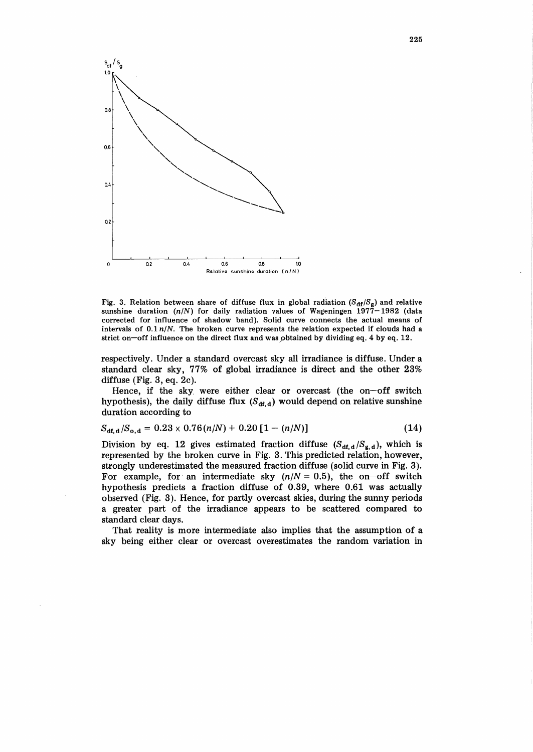Fig. 3. Relation between share of diffuse flux in global radiation ($S_{df}/S_g$) and relative sunshine duration ($n/N$) for daily radiation values of Wageningen 1977–1982 (data corrected for influence of shadow band). Solid curve connects the actual means of intervals of $0.1\, n/N$. The broken curve represents the relation expected if clouds had a strict on–off influence on the direct flux and was obtained by dividing eq. 4 by eq. 12.

respectively. Under a standard overcast sky all irradiance is diffuse. Under a standard clear sky, 77% of global irradiance is direct and the other 23% diffuse (Fig. 3, eq. 2c).

Hence, if the sky were either clear or overcast (the on–off switch hypothesis), the daily diffuse flux ($S_{df,d}$) would depend on relative sunshine duration according to

$$S_{df,d}/S_{o,d} = 0.23 \times 0.76(n/N) + 0.20\,[1 - (n/N)] \tag{14}$$

Division by eq. 12 gives estimated fraction diffuse ($S_{df,d}/S_{g,d}$), which is represented by the broken curve in Fig. 3. This predicted relation, however, strongly underestimated the measured fraction diffuse (solid curve in Fig. 3). For example, for an intermediate sky ($n/N = 0.5$), the on–off switch hypothesis predicts a fraction diffuse of 0.39, where 0.61 was actually observed (Fig. 3). Hence, for partly overcast skies, during the sunny periods a greater part of the irradiance appears to be scattered compared to standard clear days.

That reality is more intermediate also implies that the assumption of a sky being either clear or overcast overestimates the random variation in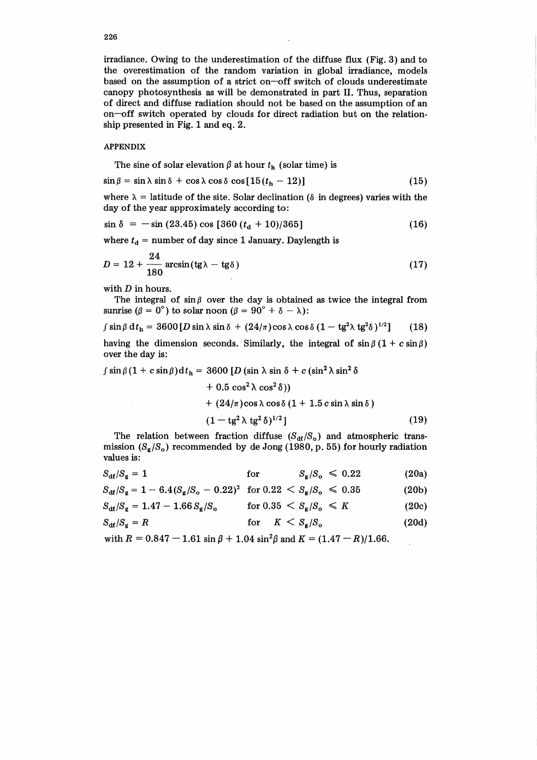irradiance. Owing to the underestimation of the diffuse flux (Fig. 3) and to the overestimation of the random variation in global irradiance, models based on the assumption of a strict on—off switch of clouds underestimate canopy photosynthesis as will be demonstrated in part II. Thus, separation of direct and diffuse radiation should not be based on the assumption of an on—off switch operated by clouds for direct radiation but on the relationship presented in Fig. 1 and eq. 2.

## APPENDIX

The sine of solar elevation $\beta$ at hour $t_h$ (solar time) is

$$\sin\beta = \sin\lambda \sin\delta + \cos\lambda \cos\delta \cos[15(t_h - 12)] \tag{15}$$

where $\lambda$ = latitude of the site. Solar declination ($\delta$ in degrees) varies with the day of the year approximately according to:

$$\sin\delta = -\sin(23.45)\cos[360(t_d + 10)/365] \tag{16}$$

where $t_d$ = number of day since 1 January. Daylength is

$$D = 12 + \frac{24}{180}\arcsin(\mathrm{tg}\lambda - \mathrm{tg}\delta) \tag{17}$$

with $D$ in hours.

The integral of $\sin\beta$ over the day is obtained as twice the integral from sunrise ($\beta = 0°$) to solar noon ($\beta = 90° + \delta - \lambda$):

$$\int \sin\beta \, \mathrm{d}t_h = 3600\,[D \sin\lambda \sin\delta + (24/\pi)\cos\lambda \cos\delta\,(1 - \mathrm{tg}^2\lambda\, \mathrm{tg}^2\delta)^{1/2}] \tag{18}$$

having the dimension seconds. Similarly, the integral of $\sin\beta\,(1 + c\sin\beta)$ over the day is:

$$\begin{aligned}\int \sin\beta\,(1 + c\sin\beta)\,\mathrm{d}t_h = 3600\,[&D\,(\sin\lambda \sin\delta + c\,(\sin^2\lambda \sin^2\delta \\ &+ 0.5\cos^2\lambda \cos^2\delta)) \\ &+ (24/\pi)\cos\lambda \cos\delta\,(1 + 1.5\,c \sin\lambda \sin\delta) \\ &(1 - \mathrm{tg}^2\lambda\, \mathrm{tg}^2\delta)^{1/2}]\end{aligned} \tag{19}$$

The relation between fraction diffuse ($S_{df}/S_o$) and atmospheric transmission ($S_g/S_o$) recommended by de Jong (1980, p. 55) for hourly radiation values is:

$$S_{df}/S_g = 1 \qquad \text{for} \quad S_g/S_o \leqslant 0.22 \tag{20a}$$

$$S_{df}/S_g = 1 - 6.4(S_g/S_o - 0.22)^2 \quad \text{for } 0.22 < S_g/S_o \leqslant 0.35 \tag{20b}$$

$$S_{df}/S_g = 1.47 - 1.66\,S_g/S_o \qquad \text{for } 0.35 < S_g/S_o \leqslant K \tag{20c}$$

$$S_{df}/S_g = R \qquad \text{for} \quad K < S_g/S_o \tag{20d}$$

with $R = 0.847 - 1.61\sin\beta + 1.04\sin^2\beta$ and $K = (1.47 - R)/1.66$.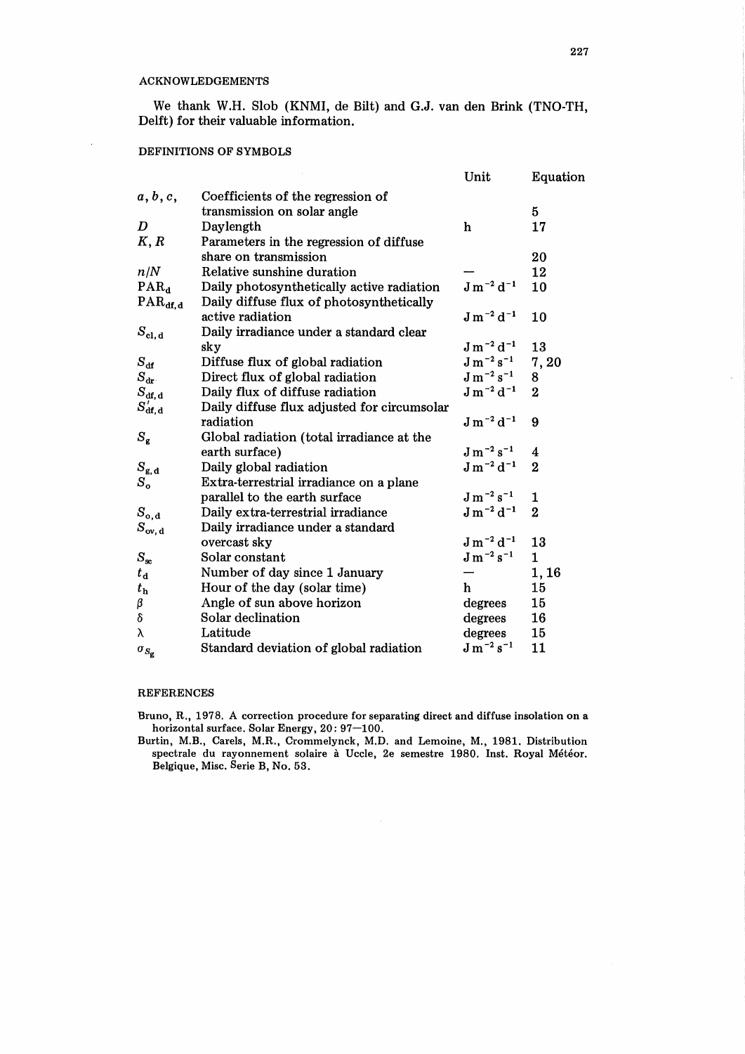## ACKNOWLEDGEMENTS

We thank W.H. Slob (KNMI, de Bilt) and G.J. van den Brink (TNO-TH, Delft) for their valuable information.

## DEFINITIONS OF SYMBOLS

| | | Unit | Equation |
|---|---|---|---|
| $a, b, c,$ | Coefficients of the regression of transmission on solar angle | | 5 |
| $D$ | Daylength | h | 17 |
| $K, R$ | Parameters in the regression of diffuse share on transmission | | 20 |
| $n/N$ | Relative sunshine duration | — | 12 |
| $\mathrm{PAR_d}$ | Daily photosynthetically active radiation | $\mathrm{J\,m^{-2}\,d^{-1}}$ | 10 |
| $\mathrm{PAR_{df,d}}$ | Daily diffuse flux of photosynthetically active radiation | $\mathrm{J\,m^{-2}\,d^{-1}}$ | 10 |
| $S_{\mathrm{cl,d}}$ | Daily irradiance under a standard clear sky | $\mathrm{J\,m^{-2}\,d^{-1}}$ | 13 |
| $S_{\mathrm{df}}$ | Diffuse flux of global radiation | $\mathrm{J\,m^{-2}\,s^{-1}}$ | 7, 20 |
| $S_{\mathrm{dr}}$ | Direct flux of global radiation | $\mathrm{J\,m^{-2}\,s^{-1}}$ | 8 |
| $S_{\mathrm{df,d}}$ | Daily flux of diffuse radiation | $\mathrm{J\,m^{-2}\,d^{-1}}$ | 2 |
| $S'_{\mathrm{df,d}}$ | Daily diffuse flux adjusted for circumsolar radiation | $\mathrm{J\,m^{-2}\,d^{-1}}$ | 9 |
| $S_{\mathrm{g}}$ | Global radiation (total irradiance at the earth surface) | $\mathrm{J\,m^{-2}\,s^{-1}}$ | 4 |
| $S_{\mathrm{g,d}}$ | Daily global radiation | $\mathrm{J\,m^{-2}\,d^{-1}}$ | 2 |
| $S_{\mathrm{o}}$ | Extra-terrestrial irradiance on a plane parallel to the earth surface | $\mathrm{J\,m^{-2}\,s^{-1}}$ | 1 |
| $S_{\mathrm{o,d}}$ | Daily extra-terrestrial irradiance | $\mathrm{J\,m^{-2}\,d^{-1}}$ | 2 |
| $S_{\mathrm{ov,d}}$ | Daily irradiance under a standard overcast sky | $\mathrm{J\,m^{-2}\,d^{-1}}$ | 13 |
| $S_{\mathrm{sc}}$ | Solar constant | $\mathrm{J\,m^{-2}\,s^{-1}}$ | 1 |
| $t_{\mathrm{d}}$ | Number of day since 1 January | — | 1, 16 |
| $t_{\mathrm{h}}$ | Hour of the day (solar time) | h | 15 |
| $\beta$ | Angle of sun above horizon | degrees | 15 |
| $\delta$ | Solar declination | degrees | 16 |
| $\lambda$ | Latitude | degrees | 15 |
| $\sigma_{S_{\mathrm{g}}}$ | Standard deviation of global radiation | $\mathrm{J\,m^{-2}\,s^{-1}}$ | 11 |

## REFERENCES

Bruno, R., 1978. A correction procedure for separating direct and diffuse insolation on a horizontal surface. Solar Energy, 20: 97—100.

Burtin, M.B., Carels, M.R., Crommelynck, M.D. and Lemoine, M., 1981. Distribution spectrale du rayonnement solaire à Uccle, 2e semestre 1980. Inst. Royal Météor. Belgique, Misc. Serie B, No. 53.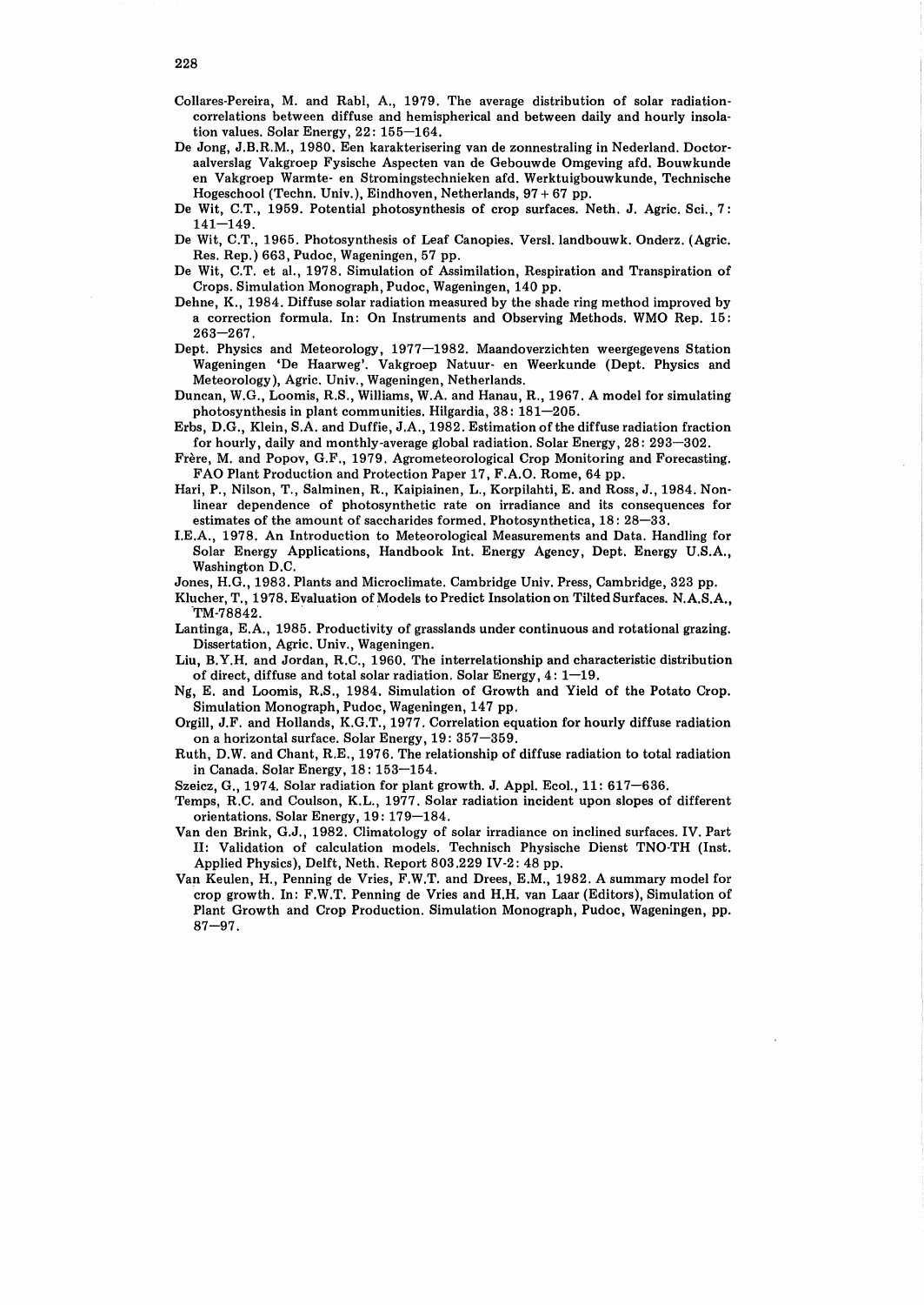Collares-Pereira, M. and Rabl, A., 1979. The average distribution of solar radiation-correlations between diffuse and hemispherical and between daily and hourly insolation values. Solar Energy, 22: 155–164.

De Jong, J.B.R.M., 1980. Een karakterisering van de zonnestraling in Nederland. Doctoraalverslag Vakgroep Fysische Aspecten van de Gebouwde Omgeving afd. Bouwkunde en Vakgroep Warmte- en Stromingstechnieken afd. Werktuigbouwkunde, Technische Hogeschool (Techn. Univ.), Eindhoven, Netherlands, 97 + 67 pp.

De Wit, C.T., 1959. Potential photosynthesis of crop surfaces. Neth. J. Agric. Sci., 7: 141–149.

De Wit, C.T., 1965. Photosynthesis of Leaf Canopies. Versl. landbouwk. Onderz. (Agric. Res. Rep.) 663, Pudoc, Wageningen, 57 pp.

De Wit, C.T. et al., 1978. Simulation of Assimilation, Respiration and Transpiration of Crops. Simulation Monograph, Pudoc, Wageningen, 140 pp.

Dehne, K., 1984. Diffuse solar radiation measured by the shade ring method improved by a correction formula. In: On Instruments and Observing Methods. WMO Rep. 15: 263–267.

Dept. Physics and Meteorology, 1977–1982. Maandoverzichten weergegevens Station Wageningen 'De Haarweg'. Vakgroep Natuur- en Weerkunde (Dept. Physics and Meteorology), Agric. Univ., Wageningen, Netherlands.

Duncan, W.G., Loomis, R.S., Williams, W.A. and Hanau, R., 1967. A model for simulating photosynthesis in plant communities. Hilgardia, 38: 181–205.

Erbs, D.G., Klein, S.A. and Duffie, J.A., 1982. Estimation of the diffuse radiation fraction for hourly, daily and monthly-average global radiation. Solar Energy, 28: 293–302.

Frère, M. and Popov, G.F., 1979. Agrometeorological Crop Monitoring and Forecasting. FAO Plant Production and Protection Paper 17, F.A.O. Rome, 64 pp.

Hari, P., Nilson, T., Salminen, R., Kaipiainen, L., Korpilahti, E. and Ross, J., 1984. Nonlinear dependence of photosynthetic rate on irradiance and its consequences for estimates of the amount of saccharides formed. Photosynthetica, 18: 28–33.

I.E.A., 1978. An Introduction to Meteorological Measurements and Data. Handling for Solar Energy Applications, Handbook Int. Energy Agency, Dept. Energy U.S.A., Washington D.C.

Jones, H.G., 1983. Plants and Microclimate. Cambridge Univ. Press, Cambridge, 323 pp.

Klucher, T., 1978. Evaluation of Models to Predict Insolation on Tilted Surfaces. N.A.S.A., TM-78842.

Lantinga, E.A., 1985. Productivity of grasslands under continuous and rotational grazing. Dissertation, Agric. Univ., Wageningen.

Liu, B.Y.H. and Jordan, R.C., 1960. The interrelationship and characteristic distribution of direct, diffuse and total solar radiation. Solar Energy, 4: 1–19.

Ng, E. and Loomis, R.S., 1984. Simulation of Growth and Yield of the Potato Crop. Simulation Monograph, Pudoc, Wageningen, 147 pp.

Orgill, J.F. and Hollands, K.G.T., 1977. Correlation equation for hourly diffuse radiation on a horizontal surface. Solar Energy, 19: 357–359.

Ruth, D.W. and Chant, R.E., 1976. The relationship of diffuse radiation to total radiation in Canada. Solar Energy, 18: 153–154.

Szeicz, G., 1974. Solar radiation for plant growth. J. Appl. Ecol., 11: 617–636.

Temps, R.C. and Coulson, K.L., 1977. Solar radiation incident upon slopes of different orientations. Solar Energy, 19: 179–184.

Van den Brink, G.J., 1982. Climatology of solar irradiance on inclined surfaces. IV. Part II: Validation of calculation models. Technisch Physische Dienst TNO-TH (Inst. Applied Physics), Delft, Neth. Report 803.229 IV-2: 48 pp.

Van Keulen, H., Penning de Vries, F.W.T. and Drees, E.M., 1982. A summary model for crop growth. In: F.W.T. Penning de Vries and H.H. van Laar (Editors), Simulation of Plant Growth and Crop Production. Simulation Monograph, Pudoc, Wageningen, pp. 87–97.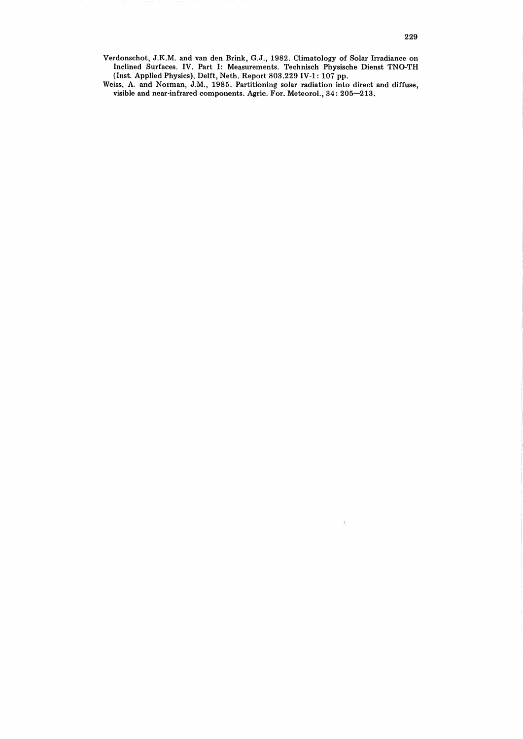Verdonschot, J.K.M. and van den Brink, G.J., 1982. Climatology of Solar Irradiance on Inclined Surfaces. IV. Part I: Measurements. Technisch Physische Dienst TNO-TH (Inst. Applied Physics), Delft, Neth. Report 803.229 IV-1: 107 pp.

Weiss, A. and Norman, J.M., 1985. Partitioning solar radiation into direct and diffuse, visible and near-infrared components. Agric. For. Meteorol., 34: 205–213.